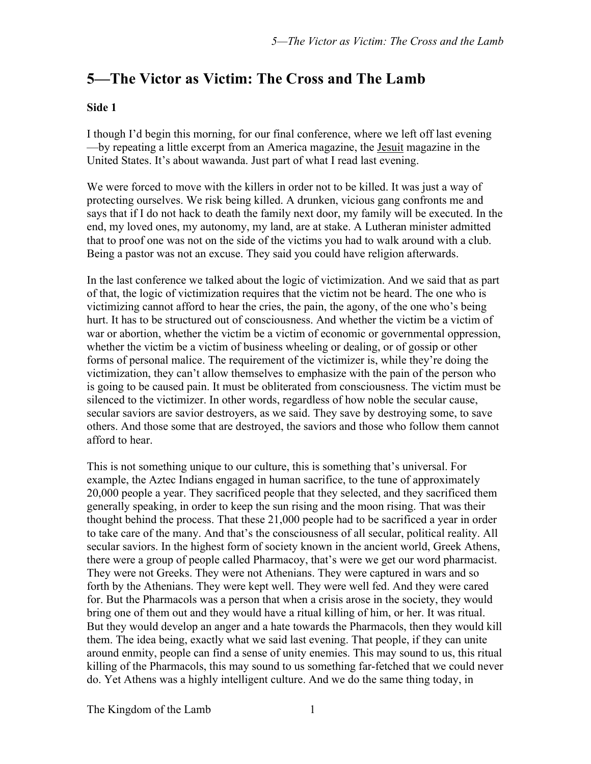# 5—The Victor as Victim: The Cross and The Lamb

**Side 1**

I though I'd begin this morning, for our final conference, where we left off last evening —by repeating a little excerpt from an America magazine, the Jesuit magazine in the United States. It's about wawanda. Just part of what I read last evening.

We were forced to move with the killers in order not to be killed. It was just a way of protecting ourselves. We risk being killed. A drunken, vicious gang confronts me and says that if I do not hack to death the family next door, my family will be executed. In the end, my loved ones, my autonomy, my land, are at stake. A Lutheran minister admitted that to proof one was not on the side of the victims you had to walk around with a club. Being a pastor was not an excuse. They said you could have religion afterwards.

In the last conference we talked about the logic of victimization. And we said that as part of that, the logic of victimization requires that the victim not be heard. The one who is victimizing cannot afford to hear the cries, the pain, the agony, of the one who's being hurt. It has to be structured out of consciousness. And whether the victim be a victim of war or abortion, whether the victim be a victim of economic or governmental oppression, whether the victim be a victim of business wheeling or dealing, or of gossip or other forms of personal malice. The requirement of the victimizer is, while they're doing the victimization, they can't allow themselves to emphasize with the pain of the person who is going to be caused pain. It must be obliterated from consciousness. The victim must be silenced to the victimizer. In other words, regardless of how noble the secular cause, secular saviors are savior destroyers, as we said. They save by destroying some, to save others. And those some that are destroyed, the saviors and those who follow them cannot afford to hear.

This is not something unique to our culture, this is something that's universal. For example, the Aztec Indians engaged in human sacrifice, to the tune of approximately 20,000 people a year. They sacrificed people that they selected, and they sacrificed them generally speaking, in order to keep the sun rising and the moon rising. That was their thought behind the process. That these 21,000 people had to be sacrificed a year in order to take care of the many. And that's the consciousness of all secular, political reality. All secular saviors. In the highest form of society known in the ancient world, Greek Athens, there were a group of people called Pharmacoy, that's were we get our word pharmacist. They were not Greeks. They were not Athenians. They were captured in wars and so forth by the Athenians. They were kept well. They were well fed. And they were cared for. But the Pharmacols was a person that when a crisis arose in the society, they would bring one of them out and they would have a ritual killing of him, or her. It was ritual. But they would develop an anger and a hate towards the Pharmacols, then they would kill them. The idea being, exactly what we said last evening. That people, if they can unite around enmity, people can find a sense of unity enemies. This may sound to us, this ritual killing of the Pharmacols, this may sound to us something far-fetched that we could never do. Yet Athens was a highly intelligent culture. And we do the same thing today, in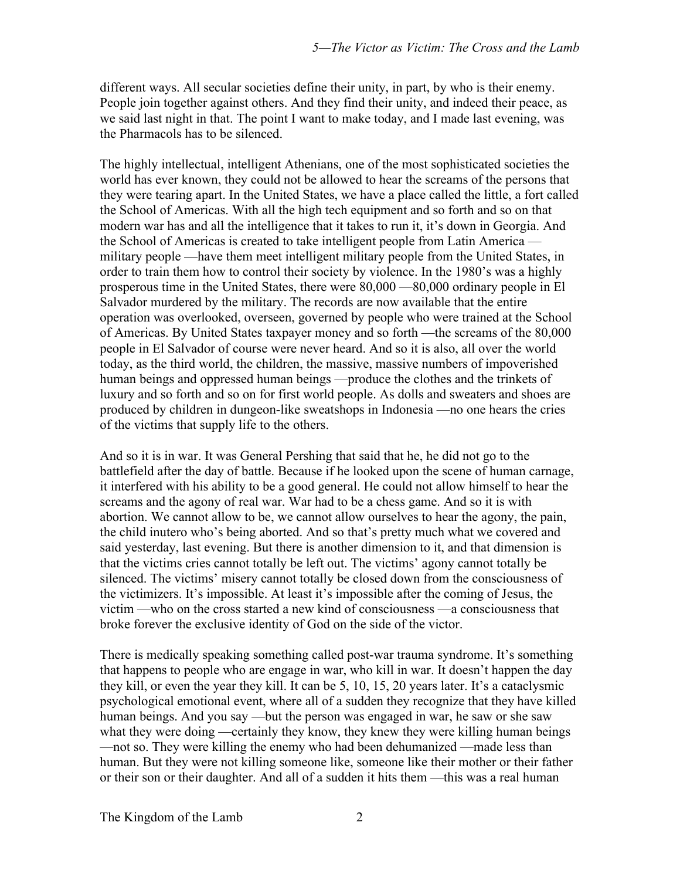different ways. All secular societies define their unity, in part, by who is their enemy. People join together against others. And they find their unity, and indeed their peace, as we said last night in that. The point I want to make today, and I made last evening, was the Pharmacols has to be silenced.

The highly intellectual, intelligent Athenians, one of the most sophisticated societies the world has ever known, they could not be allowed to hear the screams of the persons that they were tearing apart. In the United States, we have a place called the little, a fort called the School of Americas. With all the high tech equipment and so forth and so on that modern war has and all the intelligence that it takes to run it, it's down in Georgia. And the School of Americas is created to take intelligent people from Latin America —military people —have them meet intelligent military people from the United States, in order to train them how to control their society by violence. In the 1980's was a highly prosperous time in the United States, there were 80,000 —80,000 ordinary people in El Salvador murdered by the military. The records are now available that the entire operation was overlooked, overseen, governed by people who were trained at the School of Americas. By United States taxpayer money and so forth —the screams of the 80,000 people in El Salvador of course were never heard. And so it is also, all over the world today, as the third world, the children, the massive, massive numbers of impoverished human beings and oppressed human beings —produce the clothes and the trinkets of luxury and so forth and so on for first world people. As dolls and sweaters and shoes are produced by children in dungeon-like sweatshops in Indonesia —no one hears the cries of the victims that supply life to the others.

And so it is in war. It was General Pershing that said that he, he did not go to the battlefield after the day of battle. Because if he looked upon the scene of human carnage, it interfered with his ability to be a good general. He could not allow himself to hear the screams and the agony of real war. War had to be a chess game. And so it is with abortion. We cannot allow to be, we cannot allow ourselves to hear the agony, the pain, the child inutero who's being aborted. And so that's pretty much what we covered and said yesterday, last evening. But there is another dimension to it, and that dimension is that the victims cries cannot totally be left out. The victims' agony cannot totally be silenced. The victims' misery cannot totally be closed down from the consciousness of the victimizers. It's impossible. At least it's impossible after the coming of Jesus, the victim —who on the cross started a new kind of consciousness —a consciousness that broke forever the exclusive identity of God on the side of the victor.

There is medically speaking something called post-war trauma syndrome. It's something that happens to people who are engage in war, who kill in war. It doesn't happen the day they kill, or even the year they kill. It can be 5, 10, 15, 20 years later. It's a cataclysmic psychological emotional event, where all of a sudden they recognize that they have killed human beings. And you say —but the person was engaged in war, he saw or she saw what they were doing —certainly they know, they knew they were killing human beings —not so. They were killing the enemy who had been dehumanized —made less than human. But they were not killing someone like, someone like their mother or their father or their son or their daughter. And all of a sudden it hits them —this was a real human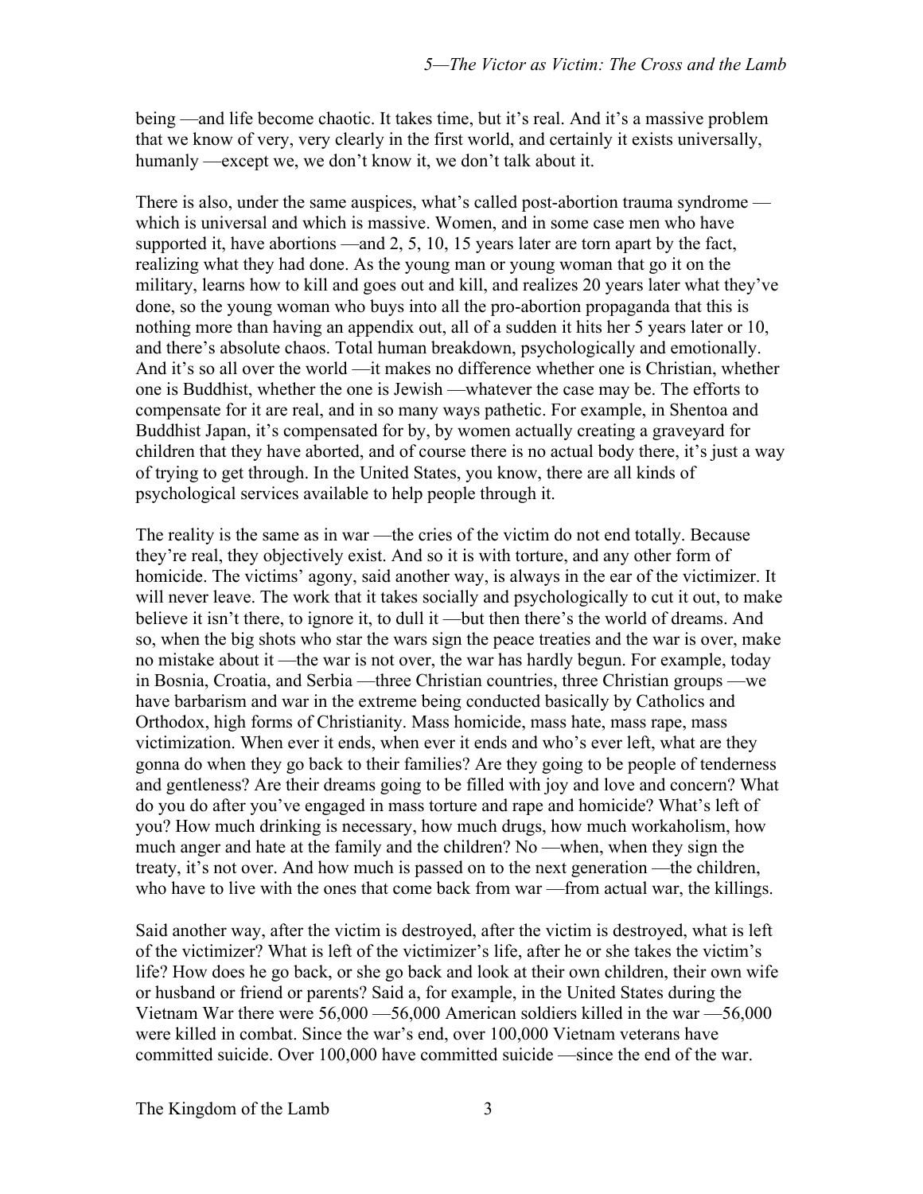being —and life become chaotic. It takes time, but it's real. And it's a massive problem that we know of very, very clearly in the first world, and certainly it exists universally, humanly —except we, we don't know it, we don't talk about it.

There is also, under the same auspices, what's called post-abortion trauma syndrome — which is universal and which is massive. Women, and in some case men who have supported it, have abortions —and 2, 5, 10, 15 years later are torn apart by the fact, realizing what they had done. As the young man or young woman that go it on the military, learns how to kill and goes out and kill, and realizes 20 years later what they've done, so the young woman who buys into all the pro-abortion propaganda that this is nothing more than having an appendix out, all of a sudden it hits her 5 years later or 10, and there's absolute chaos. Total human breakdown, psychologically and emotionally. And it's so all over the world —it makes no difference whether one is Christian, whether one is Buddhist, whether the one is Jewish —whatever the case may be. The efforts to compensate for it are real, and in so many ways pathetic. For example, in Shentoa and Buddhist Japan, it's compensated for by, by women actually creating a graveyard for children that they have aborted, and of course there is no actual body there, it's just a way of trying to get through. In the United States, you know, there are all kinds of psychological services available to help people through it.

The reality is the same as in war —the cries of the victim do not end totally. Because they're real, they objectively exist. And so it is with torture, and any other form of homicide. The victims' agony, said another way, is always in the ear of the victimizer. It will never leave. The work that it takes socially and psychologically to cut it out, to make believe it isn't there, to ignore it, to dull it —but then there's the world of dreams. And so, when the big shots who star the wars sign the peace treaties and the war is over, make no mistake about it —the war is not over, the war has hardly begun. For example, today in Bosnia, Croatia, and Serbia —three Christian countries, three Christian groups —we have barbarism and war in the extreme being conducted basically by Catholics and Orthodox, high forms of Christianity. Mass homicide, mass hate, mass rape, mass victimization. When ever it ends, when ever it ends and who's ever left, what are they gonna do when they go back to their families? Are they going to be people of tenderness and gentleness? Are their dreams going to be filled with joy and love and concern? What do you do after you've engaged in mass torture and rape and homicide? What's left of you? How much drinking is necessary, how much drugs, how much workaholism, how much anger and hate at the family and the children? No —when, when they sign the treaty, it's not over. And how much is passed on to the next generation —the children, who have to live with the ones that come back from war —from actual war, the killings.

Said another way, after the victim is destroyed, after the victim is destroyed, what is left of the victimizer? What is left of the victimizer's life, after he or she takes the victim's life? How does he go back, or she go back and look at their own children, their own wife or husband or friend or parents? Said a, for example, in the United States during the Vietnam War there were 56,000 —56,000 American soldiers killed in the war —56,000 were killed in combat. Since the war's end, over 100,000 Vietnam veterans have committed suicide. Over 100,000 have committed suicide —since the end of the war.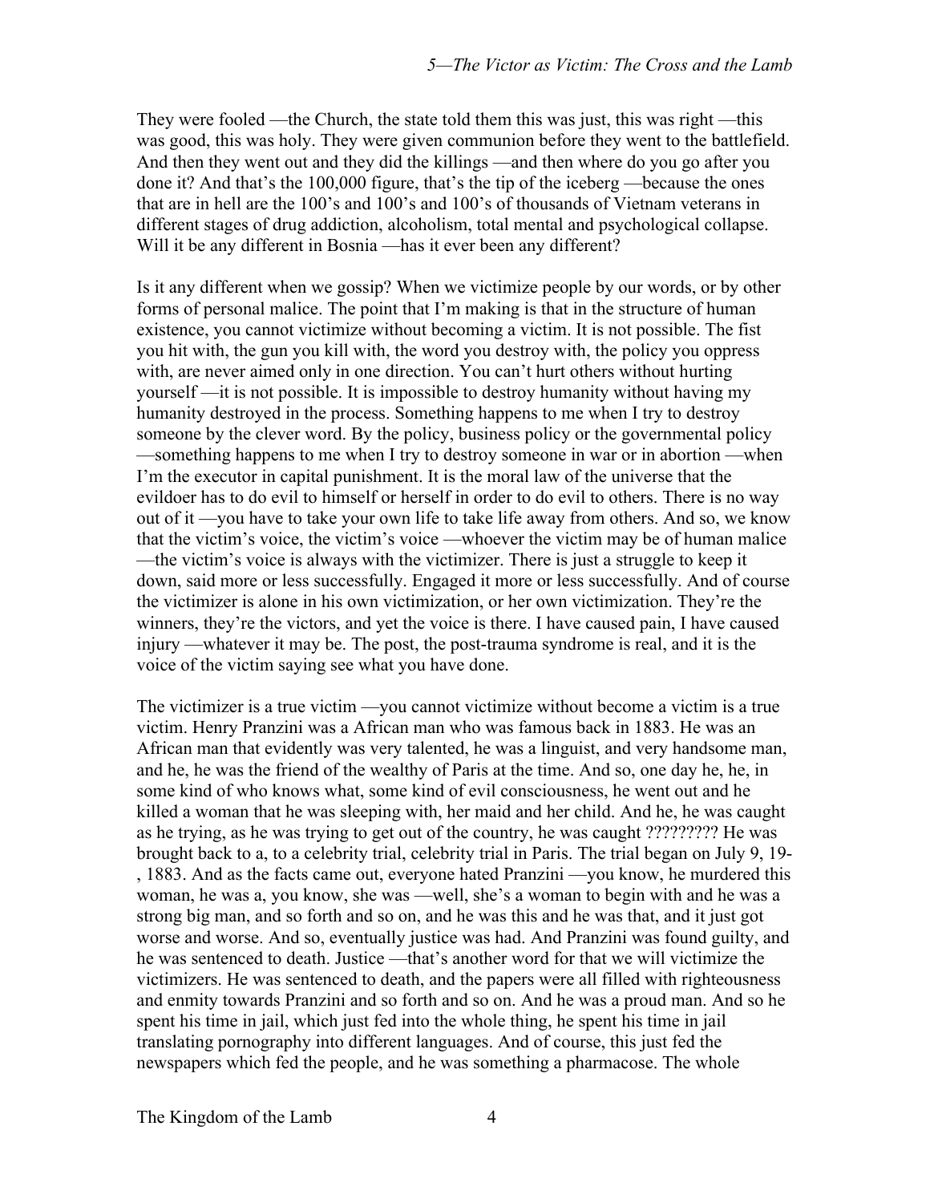They were fooled —the Church, the state told them this was just, this was right —this was good, this was holy. They were given communion before they went to the battlefield. And then they went out and they did the killings —and then where do you go after you done it? And that's the 100,000 figure, that's the tip of the iceberg —because the ones that are in hell are the 100's and 100's and 100's of thousands of Vietnam veterans in different stages of drug addiction, alcoholism, total mental and psychological collapse. Will it be any different in Bosnia —has it ever been any different?

Is it any different when we gossip? When we victimize people by our words, or by other forms of personal malice. The point that I'm making is that in the structure of human existence, you cannot victimize without becoming a victim. It is not possible. The fist you hit with, the gun you kill with, the word you destroy with, the policy you oppress with, are never aimed only in one direction. You can't hurt others without hurting yourself —it is not possible. It is impossible to destroy humanity without having my humanity destroyed in the process. Something happens to me when I try to destroy someone by the clever word. By the policy, business policy or the governmental policy —something happens to me when I try to destroy someone in war or in abortion —when I'm the executor in capital punishment. It is the moral law of the universe that the evildoer has to do evil to himself or herself in order to do evil to others. There is no way out of it —you have to take your own life to take life away from others. And so, we know that the victim's voice, the victim's voice —whoever the victim may be of human malice —the victim's voice is always with the victimizer. There is just a struggle to keep it down, said more or less successfully. Engaged it more or less successfully. And of course the victimizer is alone in his own victimization, or her own victimization. They're the winners, they're the victors, and yet the voice is there. I have caused pain, I have caused injury —whatever it may be. The post, the post-trauma syndrome is real, and it is the voice of the victim saying see what you have done.

The victimizer is a true victim —you cannot victimize without become a victim is a true victim. Henry Pranzini was a African man who was famous back in 1883. He was an African man that evidently was very talented, he was a linguist, and very handsome man, and he, he was the friend of the wealthy of Paris at the time. And so, one day he, he, in some kind of who knows what, some kind of evil consciousness, he went out and he killed a woman that he was sleeping with, her maid and her child. And he, he was caught as he trying, as he was trying to get out of the country, he was caught ????????? He was brought back to a, to a celebrity trial, celebrity trial in Paris. The trial began on July 9, 19- , 1883. And as the facts came out, everyone hated Pranzini —you know, he murdered this woman, he was a, you know, she was —well, she's a woman to begin with and he was a strong big man, and so forth and so on, and he was this and he was that, and it just got worse and worse. And so, eventually justice was had. And Pranzini was found guilty, and he was sentenced to death. Justice —that's another word for that we will victimize the victimizers. He was sentenced to death, and the papers were all filled with righteousness and enmity towards Pranzini and so forth and so on. And he was a proud man. And so he spent his time in jail, which just fed into the whole thing, he spent his time in jail translating pornography into different languages. And of course, this just fed the newspapers which fed the people, and he was something a pharmacose. The whole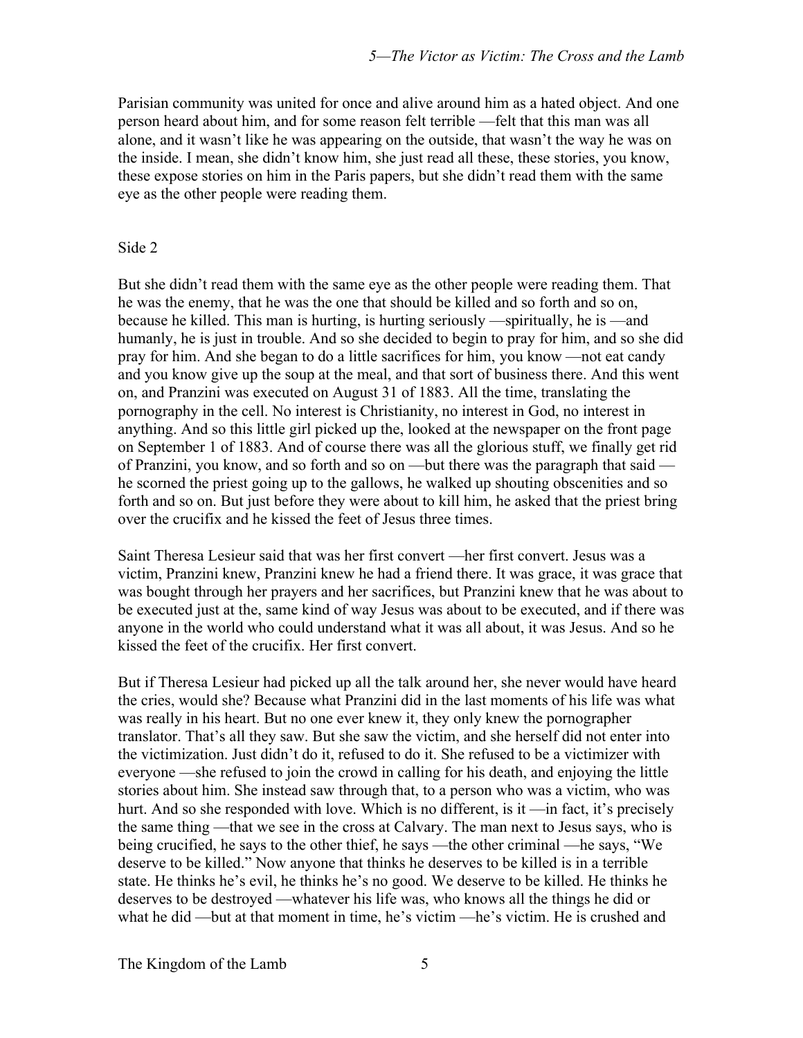Parisian community was united for once and alive around him as a hated object. And one person heard about him, and for some reason felt terrible —felt that this man was all alone, and it wasn't like he was appearing on the outside, that wasn't the way he was on the inside. I mean, she didn't know him, she just read all these, these stories, you know, these expose stories on him in the Paris papers, but she didn't read them with the same eye as the other people were reading them.

Side 2

But she didn't read them with the same eye as the other people were reading them. That he was the enemy, that he was the one that should be killed and so forth and so on, because he killed. This man is hurting, is hurting seriously —spiritually, he is —and humanly, he is just in trouble. And so she decided to begin to pray for him, and so she did pray for him. And she began to do a little sacrifices for him, you know —not eat candy and you know give up the soup at the meal, and that sort of business there. And this went on, and Pranzini was executed on August 31 of 1883. All the time, translating the pornography in the cell. No interest is Christianity, no interest in God, no interest in anything. And so this little girl picked up the, looked at the newspaper on the front page on September 1 of 1883. And of course there was all the glorious stuff, we finally get rid of Pranzini, you know, and so forth and so on —but there was the paragraph that said — he scorned the priest going up to the gallows, he walked up shouting obscenities and so forth and so on. But just before they were about to kill him, he asked that the priest bring over the crucifix and he kissed the feet of Jesus three times.

Saint Theresa Lesieur said that was her first convert —her first convert. Jesus was a victim, Pranzini knew, Pranzini knew he had a friend there. It was grace, it was grace that was bought through her prayers and her sacrifices, but Pranzini knew that he was about to be executed just at the, same kind of way Jesus was about to be executed, and if there was anyone in the world who could understand what it was all about, it was Jesus. And so he kissed the feet of the crucifix. Her first convert.

But if Theresa Lesieur had picked up all the talk around her, she never would have heard the cries, would she? Because what Pranzini did in the last moments of his life was what was really in his heart. But no one ever knew it, they only knew the pornographer translator. That's all they saw. But she saw the victim, and she herself did not enter into the victimization. Just didn't do it, refused to do it. She refused to be a victimizer with everyone —she refused to join the crowd in calling for his death, and enjoying the little stories about him. She instead saw through that, to a person who was a victim, who was hurt. And so she responded with love. Which is no different, is it —in fact, it's precisely the same thing —that we see in the cross at Calvary. The man next to Jesus says, who is being crucified, he says to the other thief, he says —the other criminal —he says, "We deserve to be killed." Now anyone that thinks he deserves to be killed is in a terrible state. He thinks he's evil, he thinks he's no good. We deserve to be killed. He thinks he deserves to be destroyed —whatever his life was, who knows all the things he did or what he did —but at that moment in time, he's victim —he's victim. He is crushed and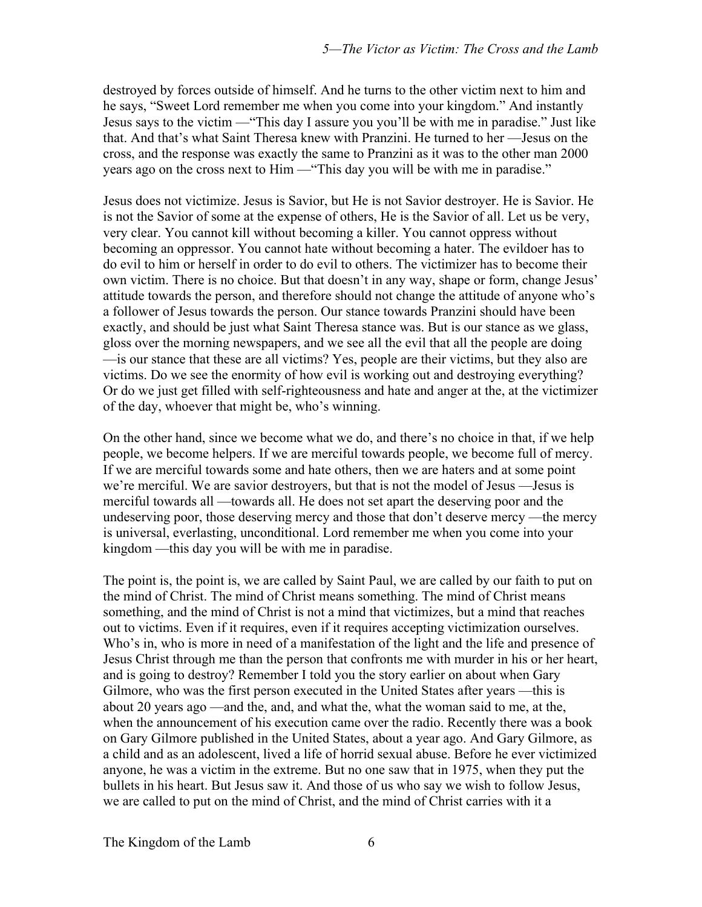destroyed by forces outside of himself. And he turns to the other victim next to him and he says, "Sweet Lord remember me when you come into your kingdom." And instantly Jesus says to the victim —"This day I assure you you'll be with me in paradise." Just like that. And that's what Saint Theresa knew with Pranzini. He turned to her —Jesus on the cross, and the response was exactly the same to Pranzini as it was to the other man 2000 years ago on the cross next to Him —"This day you will be with me in paradise."

Jesus does not victimize. Jesus is Savior, but He is not Savior destroyer. He is Savior. He is not the Savior of some at the expense of others, He is the Savior of all. Let us be very, very clear. You cannot kill without becoming a killer. You cannot oppress without becoming an oppressor. You cannot hate without becoming a hater. The evildoer has to do evil to him or herself in order to do evil to others. The victimizer has to become their own victim. There is no choice. But that doesn't in any way, shape or form, change Jesus' attitude towards the person, and therefore should not change the attitude of anyone who's a follower of Jesus towards the person. Our stance towards Pranzini should have been exactly, and should be just what Saint Theresa stance was. But is our stance as we glass, gloss over the morning newspapers, and we see all the evil that all the people are doing —is our stance that these are all victims? Yes, people are their victims, but they also are victims. Do we see the enormity of how evil is working out and destroying everything? Or do we just get filled with self-righteousness and hate and anger at the, at the victimizer of the day, whoever that might be, who's winning.

On the other hand, since we become what we do, and there's no choice in that, if we help people, we become helpers. If we are merciful towards people, we become full of mercy. If we are merciful towards some and hate others, then we are haters and at some point we're merciful. We are savior destroyers, but that is not the model of Jesus —Jesus is merciful towards all —towards all. He does not set apart the deserving poor and the undeserving poor, those deserving mercy and those that don't deserve mercy —the mercy is universal, everlasting, unconditional. Lord remember me when you come into your kingdom —this day you will be with me in paradise.

The point is, the point is, we are called by Saint Paul, we are called by our faith to put on the mind of Christ. The mind of Christ means something. The mind of Christ means something, and the mind of Christ is not a mind that victimizes, but a mind that reaches out to victims. Even if it requires, even if it requires accepting victimization ourselves. Who's in, who is more in need of a manifestation of the light and the life and presence of Jesus Christ through me than the person that confronts me with murder in his or her heart, and is going to destroy? Remember I told you the story earlier on about when Gary Gilmore, who was the first person executed in the United States after years —this is about 20 years ago —and the, and, and what the, what the woman said to me, at the, when the announcement of his execution came over the radio. Recently there was a book on Gary Gilmore published in the United States, about a year ago. And Gary Gilmore, as a child and as an adolescent, lived a life of horrid sexual abuse. Before he ever victimized anyone, he was a victim in the extreme. But no one saw that in 1975, when they put the bullets in his heart. But Jesus saw it. And those of us who say we wish to follow Jesus, we are called to put on the mind of Christ, and the mind of Christ carries with it a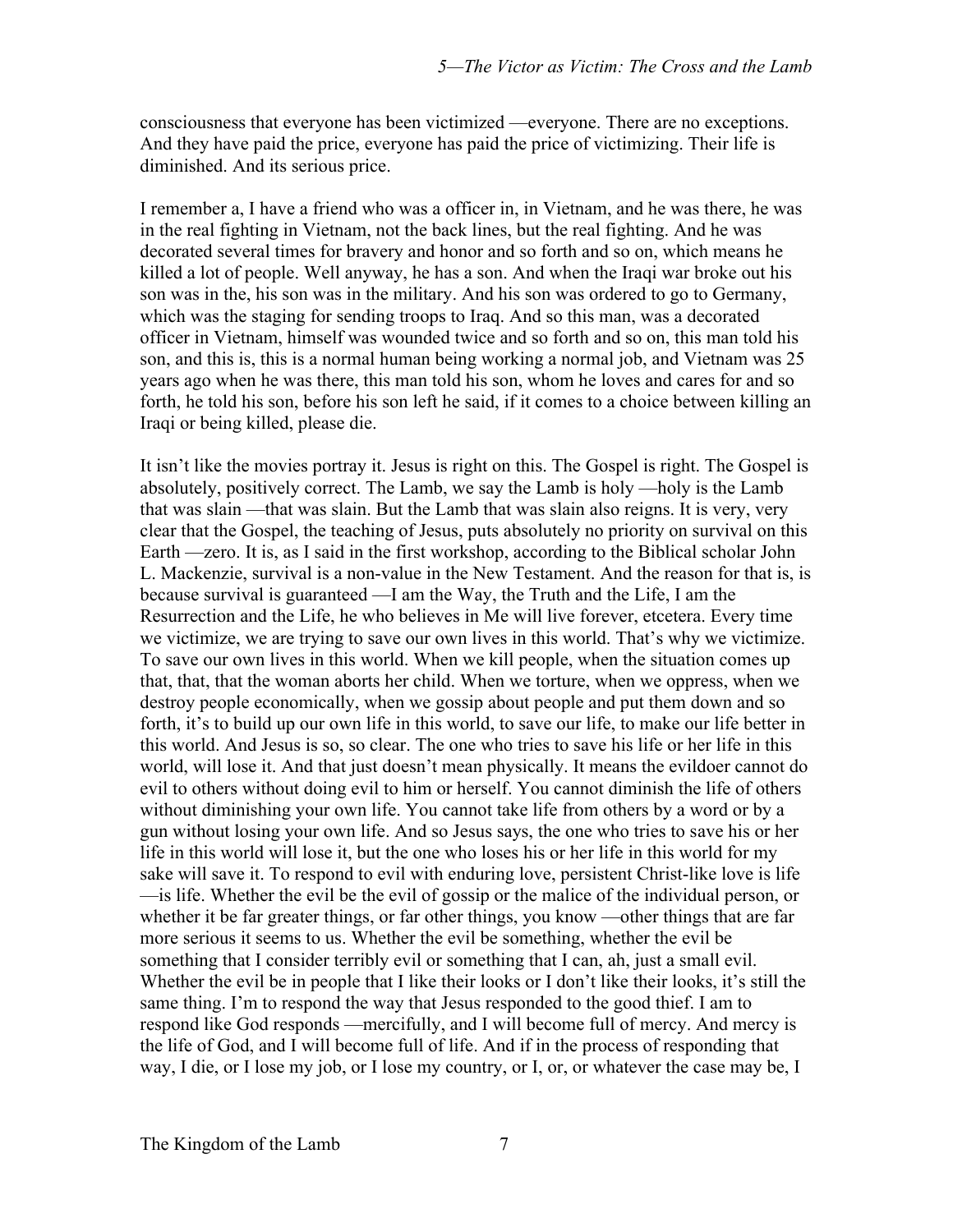consciousness that everyone has been victimized —everyone. There are no exceptions. And they have paid the price, everyone has paid the price of victimizing. Their life is diminished. And its serious price.

I remember a, I have a friend who was a officer in, in Vietnam, and he was there, he was in the real fighting in Vietnam, not the back lines, but the real fighting. And he was decorated several times for bravery and honor and so forth and so on, which means he killed a lot of people. Well anyway, he has a son. And when the Iraqi war broke out his son was in the, his son was in the military. And his son was ordered to go to Germany, which was the staging for sending troops to Iraq. And so this man, was a decorated officer in Vietnam, himself was wounded twice and so forth and so on, this man told his son, and this is, this is a normal human being working a normal job, and Vietnam was 25 years ago when he was there, this man told his son, whom he loves and cares for and so forth, he told his son, before his son left he said, if it comes to a choice between killing an Iraqi or being killed, please die.

It isn't like the movies portray it. Jesus is right on this. The Gospel is right. The Gospel is absolutely, positively correct. The Lamb, we say the Lamb is holy —holy is the Lamb that was slain —that was slain. But the Lamb that was slain also reigns. It is very, very clear that the Gospel, the teaching of Jesus, puts absolutely no priority on survival on this Earth —zero. It is, as I said in the first workshop, according to the Biblical scholar John L. Mackenzie, survival is a non-value in the New Testament. And the reason for that is, is because survival is guaranteed —I am the Way, the Truth and the Life, I am the Resurrection and the Life, he who believes in Me will live forever, etcetera. Every time we victimize, we are trying to save our own lives in this world. That's why we victimize. To save our own lives in this world. When we kill people, when the situation comes up that, that, that the woman aborts her child. When we torture, when we oppress, when we destroy people economically, when we gossip about people and put them down and so forth, it's to build up our own life in this world, to save our life, to make our life better in this world. And Jesus is so, so clear. The one who tries to save his life or her life in this world, will lose it. And that just doesn't mean physically. It means the evildoer cannot do evil to others without doing evil to him or herself. You cannot diminish the life of others without diminishing your own life. You cannot take life from others by a word or by a gun without losing your own life. And so Jesus says, the one who tries to save his or her life in this world will lose it, but the one who loses his or her life in this world for my sake will save it. To respond to evil with enduring love, persistent Christ-like love is life —is life. Whether the evil be the evil of gossip or the malice of the individual person, or whether it be far greater things, or far other things, you know —other things that are far more serious it seems to us. Whether the evil be something, whether the evil be something that I consider terribly evil or something that I can, ah, just a small evil. Whether the evil be in people that I like their looks or I don't like their looks, it's still the same thing. I'm to respond the way that Jesus responded to the good thief. I am to respond like God responds —mercifully, and I will become full of mercy. And mercy is the life of God, and I will become full of life. And if in the process of responding that way, I die, or I lose my job, or I lose my country, or I, or, or whatever the case may be, I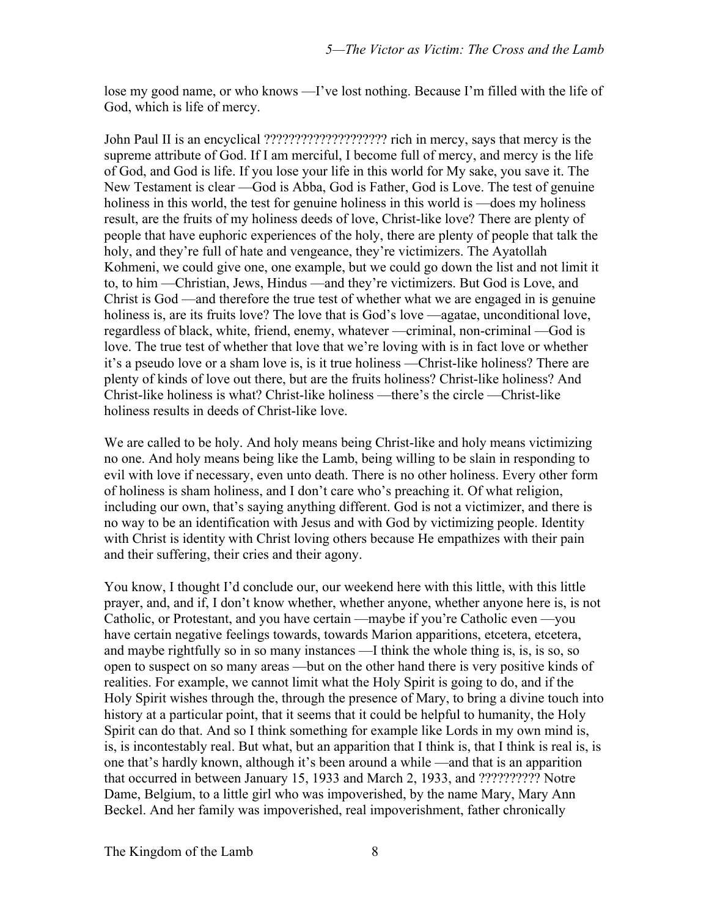lose my good name, or who knows —I've lost nothing. Because I'm filled with the life of God, which is life of mercy.

John Paul II is an encyclical ??????????????????? rich in mercy, says that mercy is the supreme attribute of God. If I am merciful, I become full of mercy, and mercy is the life of God, and God is life. If you lose your life in this world for My sake, you save it. The New Testament is clear —God is Abba, God is Father, God is Love. The test of genuine holiness in this world, the test for genuine holiness in this world is —does my holiness result, are the fruits of my holiness deeds of love, Christ-like love? There are plenty of people that have euphoric experiences of the holy, there are plenty of people that talk the holy, and they're full of hate and vengeance, they're victimizers. The Ayatollah Kohmeni, we could give one, one example, but we could go down the list and not limit it to, to him —Christian, Jews, Hindus —and they're victimizers. But God is Love, and Christ is God —and therefore the true test of whether what we are engaged in is genuine holiness is, are its fruits love? The love that is God's love —agatae, unconditional love, regardless of black, white, friend, enemy, whatever —criminal, non-criminal —God is love. The true test of whether that love that we're loving with is in fact love or whether it's a pseudo love or a sham love is, is it true holiness —Christ-like holiness? There are plenty of kinds of love out there, but are the fruits holiness? Christ-like holiness? And Christ-like holiness is what? Christ-like holiness —there's the circle —Christ-like holiness results in deeds of Christ-like love.

We are called to be holy. And holy means being Christ-like and holy means victimizing no one. And holy means being like the Lamb, being willing to be slain in responding to evil with love if necessary, even unto death. There is no other holiness. Every other form of holiness is sham holiness, and I don't care who's preaching it. Of what religion, including our own, that's saying anything different. God is not a victimizer, and there is no way to be an identification with Jesus and with God by victimizing people. Identity with Christ is identity with Christ loving others because He empathizes with their pain and their suffering, their cries and their agony.

You know, I thought I'd conclude our, our weekend here with this little, with this little prayer, and, and if, I don't know whether, whether anyone, whether anyone here is, is not Catholic, or Protestant, and you have certain —maybe if you're Catholic even —you have certain negative feelings towards, towards Marion apparitions, etcetera, etcetera, and maybe rightfully so in so many instances —I think the whole thing is, is, is so, so open to suspect on so many areas —but on the other hand there is very positive kinds of realities. For example, we cannot limit what the Holy Spirit is going to do, and if the Holy Spirit wishes through the, through the presence of Mary, to bring a divine touch into history at a particular point, that it seems that it could be helpful to humanity, the Holy Spirit can do that. And so I think something for example like Lords in my own mind is, is, is incontestably real. But what, but an apparition that I think is, that I think is real is, is one that's hardly known, although it's been around a while —and that is an apparition that occurred in between January 15, 1933 and March 2, 1933, and ?????????? Notre Dame, Belgium, to a little girl who was impoverished, by the name Mary, Mary Ann Beckel. And her family was impoverished, real impoverishment, father chronically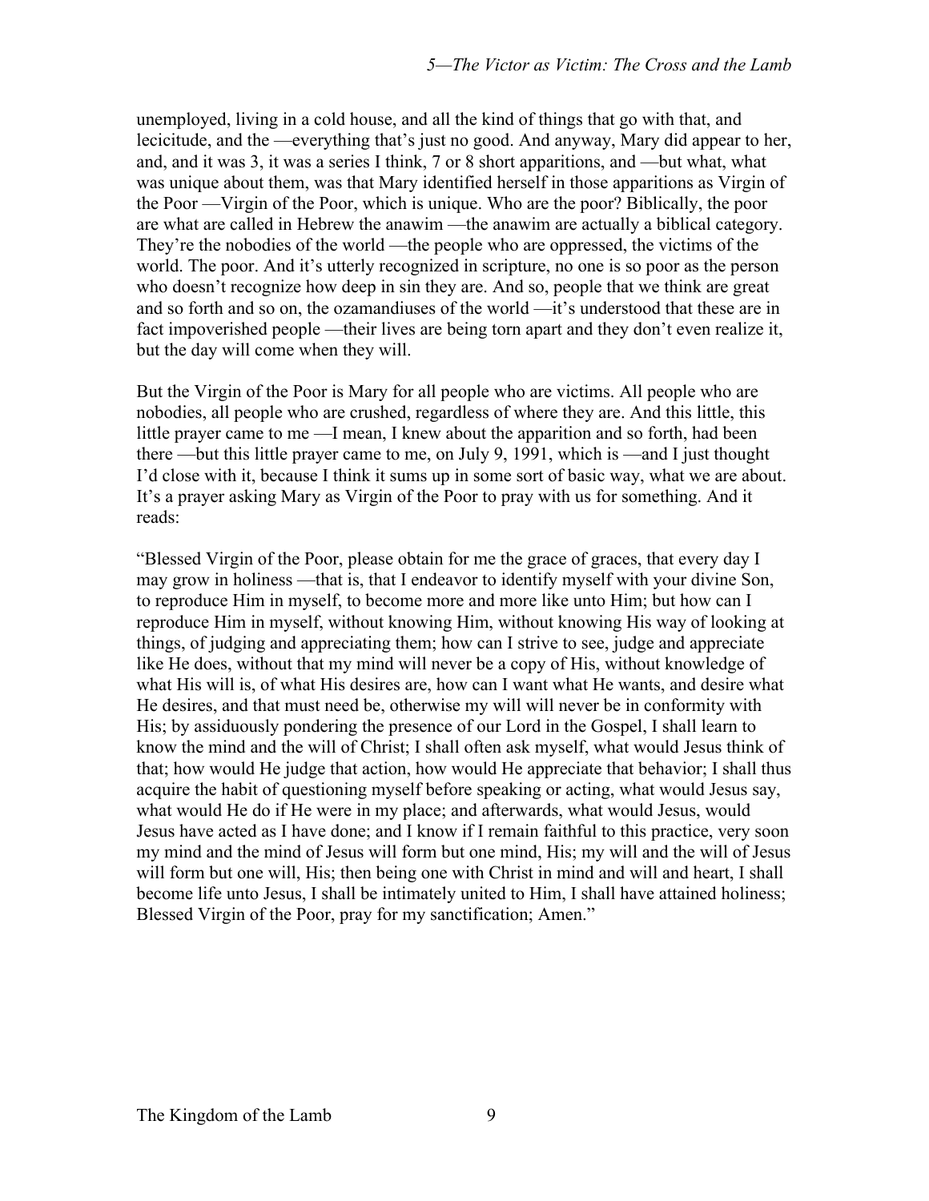unemployed, living in a cold house, and all the kind of things that go with that, and lecicitude, and the —everything that's just no good. And anyway, Mary did appear to her, and, and it was 3, it was a series I think, 7 or 8 short apparitions, and —but what, what was unique about them, was that Mary identified herself in those apparitions as Virgin of the Poor —Virgin of the Poor, which is unique. Who are the poor? Biblically, the poor are what are called in Hebrew the anawim —the anawim are actually a biblical category. They're the nobodies of the world —the people who are oppressed, the victims of the world. The poor. And it's utterly recognized in scripture, no one is so poor as the person who doesn't recognize how deep in sin they are. And so, people that we think are great and so forth and so on, the ozamandiuses of the world —it's understood that these are in fact impoverished people —their lives are being torn apart and they don't even realize it, but the day will come when they will.

But the Virgin of the Poor is Mary for all people who are victims. All people who are nobodies, all people who are crushed, regardless of where they are. And this little, this little prayer came to me —I mean, I knew about the apparition and so forth, had been there —but this little prayer came to me, on July 9, 1991, which is —and I just thought I'd close with it, because I think it sums up in some sort of basic way, what we are about. It's a prayer asking Mary as Virgin of the Poor to pray with us for something. And it reads:

"Blessed Virgin of the Poor, please obtain for me the grace of graces, that every day I may grow in holiness —that is, that I endeavor to identify myself with your divine Son, to reproduce Him in myself, to become more and more like unto Him; but how can I reproduce Him in myself, without knowing Him, without knowing His way of looking at things, of judging and appreciating them; how can I strive to see, judge and appreciate like He does, without that my mind will never be a copy of His, without knowledge of what His will is, of what His desires are, how can I want what He wants, and desire what He desires, and that must need be, otherwise my will will never be in conformity with His; by assiduously pondering the presence of our Lord in the Gospel, I shall learn to know the mind and the will of Christ; I shall often ask myself, what would Jesus think of that; how would He judge that action, how would He appreciate that behavior; I shall thus acquire the habit of questioning myself before speaking or acting, what would Jesus say, what would He do if He were in my place; and afterwards, what would Jesus, would Jesus have acted as I have done; and I know if I remain faithful to this practice, very soon my mind and the mind of Jesus will form but one mind, His; my will and the will of Jesus will form but one will, His; then being one with Christ in mind and will and heart, I shall become life unto Jesus, I shall be intimately united to Him, I shall have attained holiness; Blessed Virgin of the Poor, pray for my sanctification; Amen."